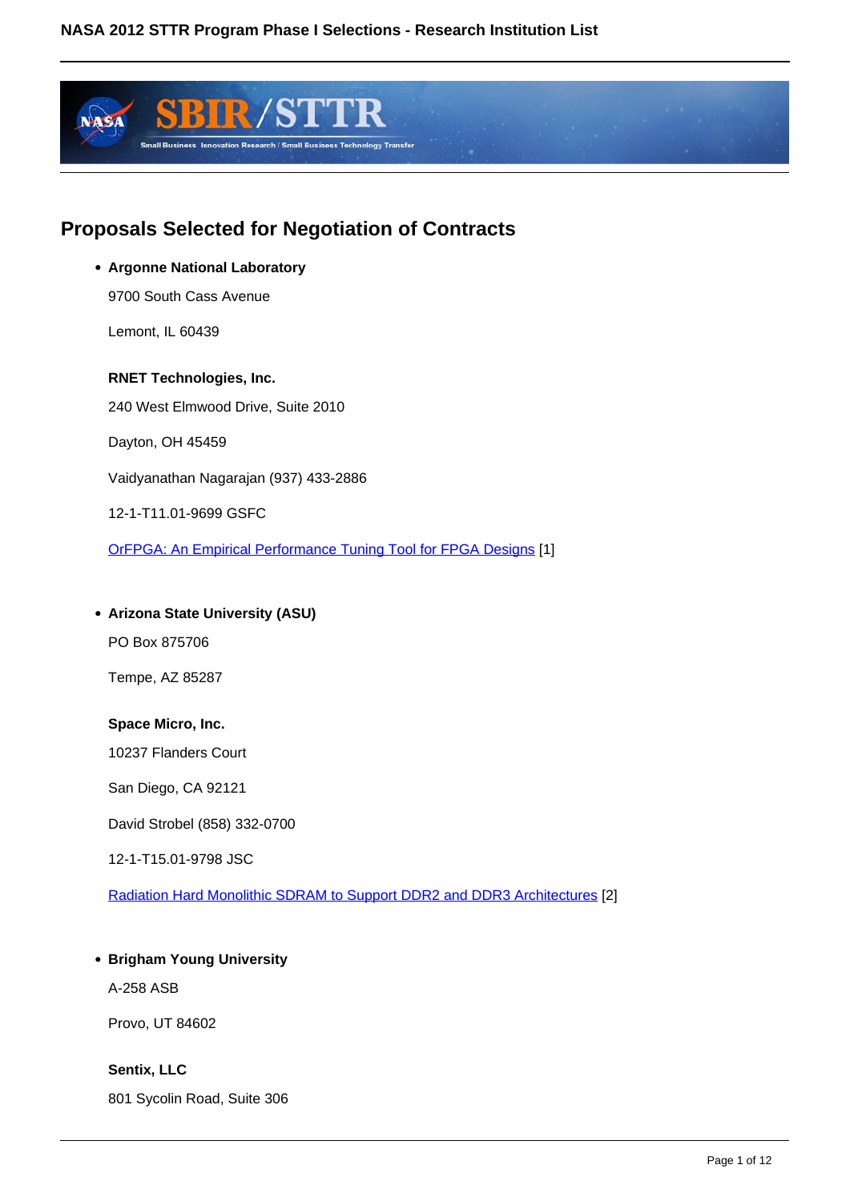# Proposals Selected for Negotiation of Contracts

- **Argonne National Laboratory**

  9700 South Cass Avenue

  Lemont, IL 60439

  **RNET Technologies, Inc.**

  240 West Elmwood Drive, Suite 2010

  Dayton, OH 45459

  Vaidyanathan Nagarajan (937) 433-2886

  12-1-T11.01-9699 GSFC

  OrFPGA: An Empirical Performance Tuning Tool for FPGA Designs [1]

- **Arizona State University (ASU)**

  PO Box 875706

  Tempe, AZ 85287

  **Space Micro, Inc.**

  10237 Flanders Court

  San Diego, CA 92121

  David Strobel (858) 332-0700

  12-1-T15.01-9798 JSC

  Radiation Hard Monolithic SDRAM to Support DDR2 and DDR3 Architectures [2]

- **Brigham Young University**

  A-258 ASB

  Provo, UT 84602

  **Sentix, LLC**

  801 Sycolin Road, Suite 306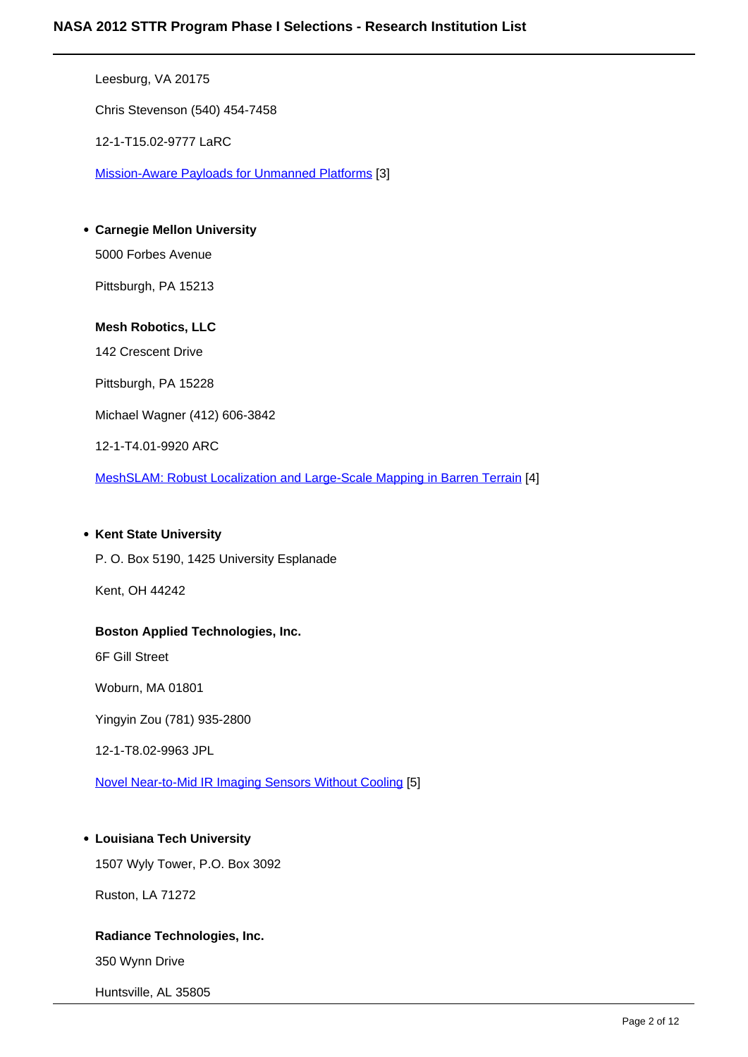Leesburg, VA 20175

Chris Stevenson (540) 454-7458

12-1-T15.02-9777 LaRC

Mission-Aware Payloads for Unmanned Platforms [3]

- **Carnegie Mellon University**

  5000 Forbes Avenue

  Pittsburgh, PA 15213

  **Mesh Robotics, LLC**

  142 Crescent Drive

  Pittsburgh, PA 15228

  Michael Wagner (412) 606-3842

  12-1-T4.01-9920 ARC

  MeshSLAM: Robust Localization and Large-Scale Mapping in Barren Terrain [4]

- **Kent State University**

  P. O. Box 5190, 1425 University Esplanade

  Kent, OH 44242

  **Boston Applied Technologies, Inc.**

  6F Gill Street

  Woburn, MA 01801

  Yingyin Zou (781) 935-2800

  12-1-T8.02-9963 JPL

  Novel Near-to-Mid IR Imaging Sensors Without Cooling [5]

- **Louisiana Tech University**

  1507 Wyly Tower, P.O. Box 3092

  Ruston, LA 71272

  **Radiance Technologies, Inc.**

  350 Wynn Drive

  Huntsville, AL 35805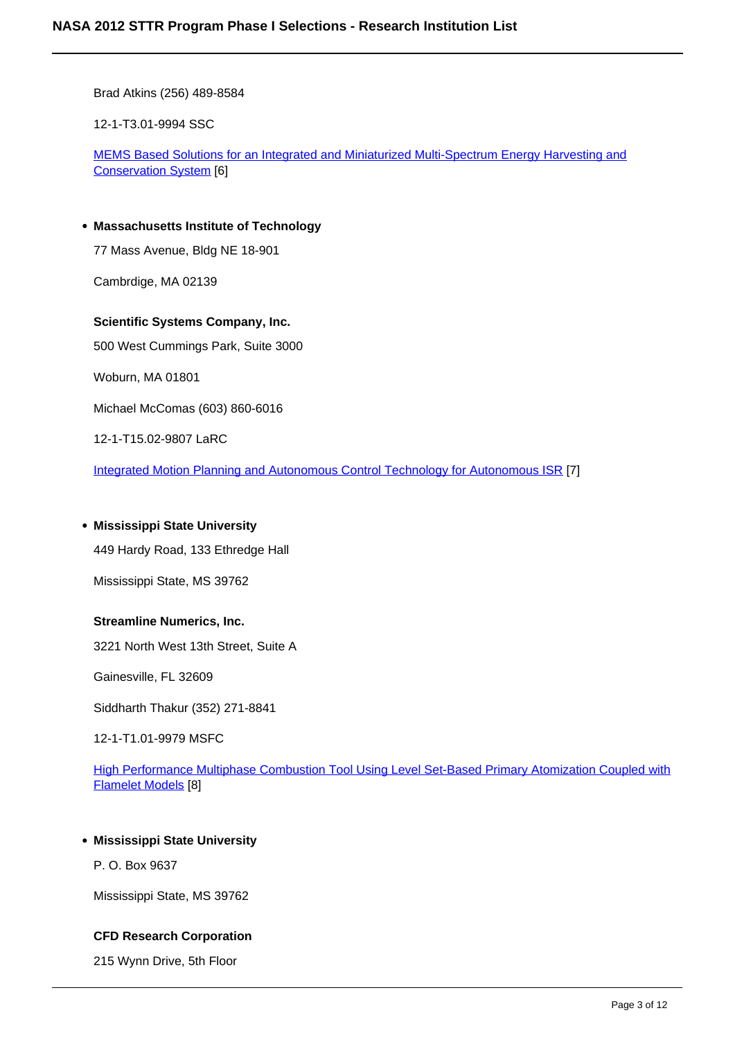Brad Atkins (256) 489-8584

12-1-T3.01-9994 SSC

MEMS Based Solutions for an Integrated and Miniaturized Multi-Spectrum Energy Harvesting and Conservation System [6]

- **Massachusetts Institute of Technology**

  77 Mass Avenue, Bldg NE 18-901

  Cambrdige, MA 02139

  **Scientific Systems Company, Inc.**

  500 West Cummings Park, Suite 3000

  Woburn, MA 01801

  Michael McComas (603) 860-6016

  12-1-T15.02-9807 LaRC

  Integrated Motion Planning and Autonomous Control Technology for Autonomous ISR [7]

- **Mississippi State University**

  449 Hardy Road, 133 Ethredge Hall

  Mississippi State, MS 39762

  **Streamline Numerics, Inc.**

  3221 North West 13th Street, Suite A

  Gainesville, FL 32609

  Siddharth Thakur (352) 271-8841

  12-1-T1.01-9979 MSFC

  High Performance Multiphase Combustion Tool Using Level Set-Based Primary Atomization Coupled with Flamelet Models [8]

- **Mississippi State University**

  P. O. Box 9637

  Mississippi State, MS 39762

  **CFD Research Corporation**

  215 Wynn Drive, 5th Floor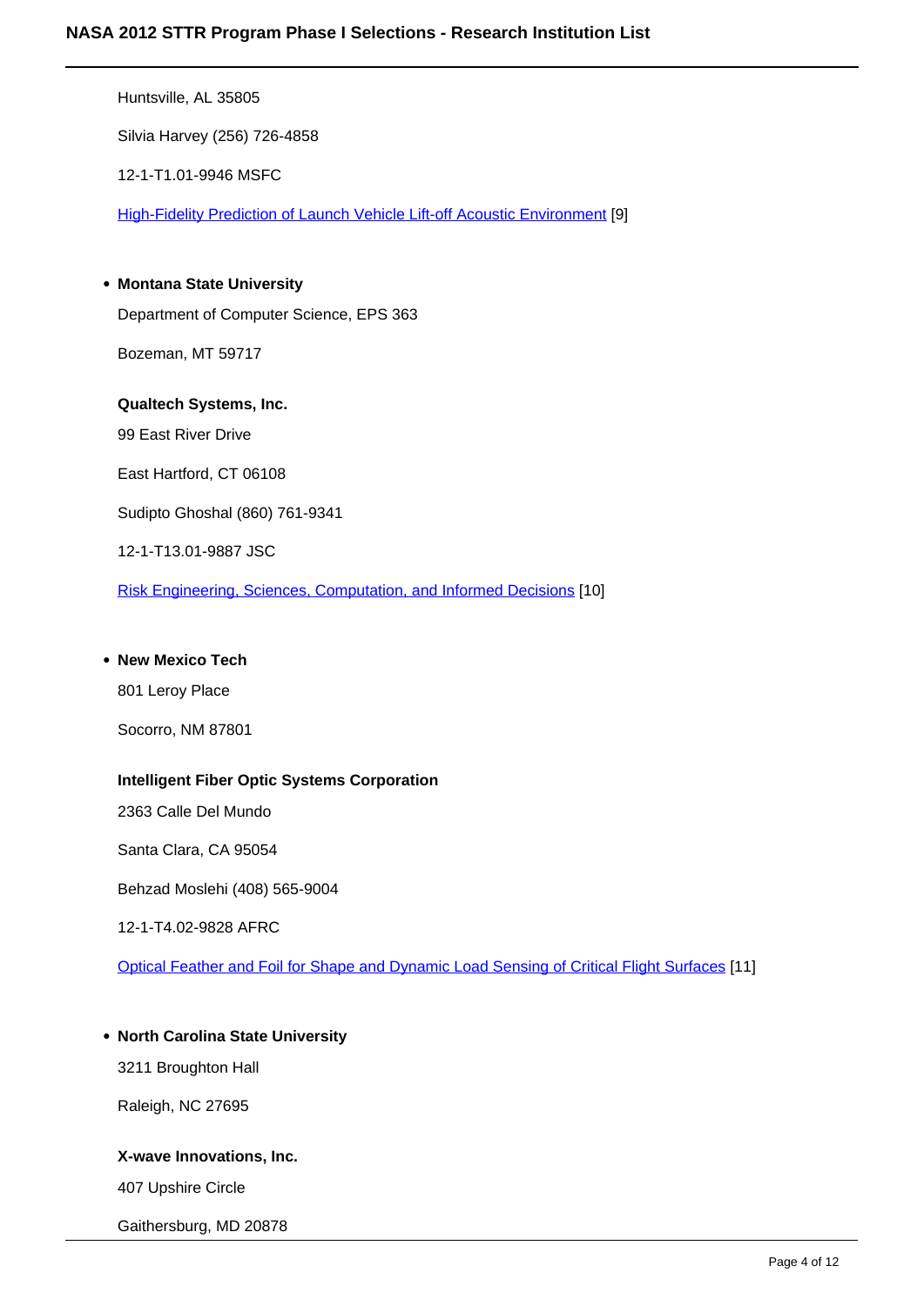Huntsville, AL 35805

Silvia Harvey (256) 726-4858

12-1-T1.01-9946 MSFC

High-Fidelity Prediction of Launch Vehicle Lift-off Acoustic Environment [9]

- **Montana State University**

  Department of Computer Science, EPS 363

  Bozeman, MT 59717

  **Qualtech Systems, Inc.**

  99 East River Drive

  East Hartford, CT 06108

  Sudipto Ghoshal (860) 761-9341

  12-1-T13.01-9887 JSC

  Risk Engineering, Sciences, Computation, and Informed Decisions [10]

- **New Mexico Tech**

  801 Leroy Place

  Socorro, NM 87801

  **Intelligent Fiber Optic Systems Corporation**

  2363 Calle Del Mundo

  Santa Clara, CA 95054

  Behzad Moslehi (408) 565-9004

  12-1-T4.02-9828 AFRC

  Optical Feather and Foil for Shape and Dynamic Load Sensing of Critical Flight Surfaces [11]

- **North Carolina State University**

  3211 Broughton Hall

  Raleigh, NC 27695

  **X-wave Innovations, Inc.**

  407 Upshire Circle

  Gaithersburg, MD 20878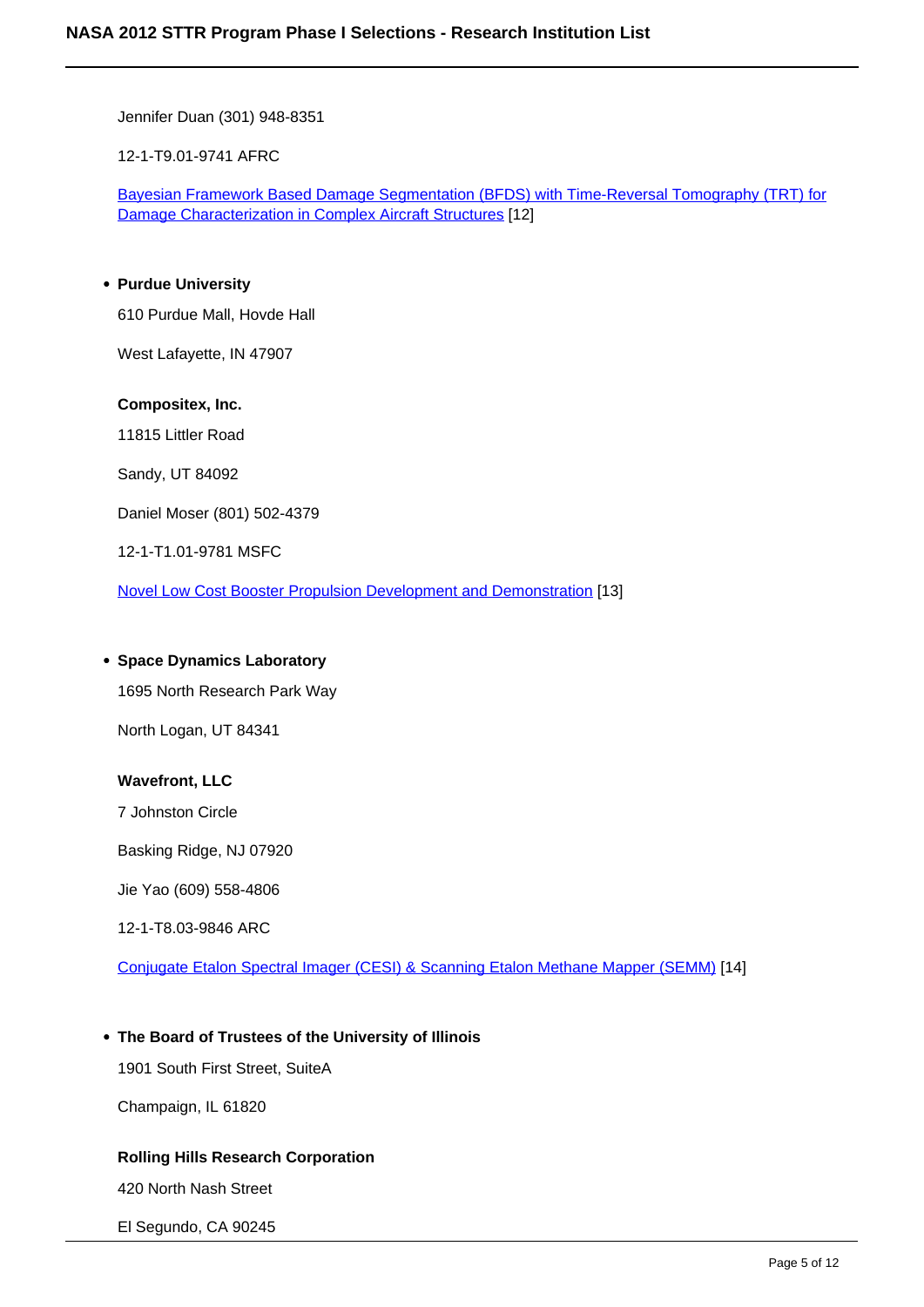Jennifer Duan (301) 948-8351

12-1-T9.01-9741 AFRC

[Bayesian Framework Based Damage Segmentation (BFDS) with Time-Reversal Tomography (TRT) for Damage Characterization in Complex Aircraft Structures] [12]

- **Purdue University**

  610 Purdue Mall, Hovde Hall

  West Lafayette, IN 47907

  **Compositex, Inc.**

  11815 Littler Road

  Sandy, UT 84092

  Daniel Moser (801) 502-4379

  12-1-T1.01-9781 MSFC

  [Novel Low Cost Booster Propulsion Development and Demonstration] [13]

- **Space Dynamics Laboratory**

  1695 North Research Park Way

  North Logan, UT 84341

  **Wavefront, LLC**

  7 Johnston Circle

  Basking Ridge, NJ 07920

  Jie Yao (609) 558-4806

  12-1-T8.03-9846 ARC

  [Conjugate Etalon Spectral Imager (CESI) & Scanning Etalon Methane Mapper (SEMM)] [14]

- **The Board of Trustees of the University of Illinois**

  1901 South First Street, SuiteA

  Champaign, IL 61820

  **Rolling Hills Research Corporation**

  420 North Nash Street

  El Segundo, CA 90245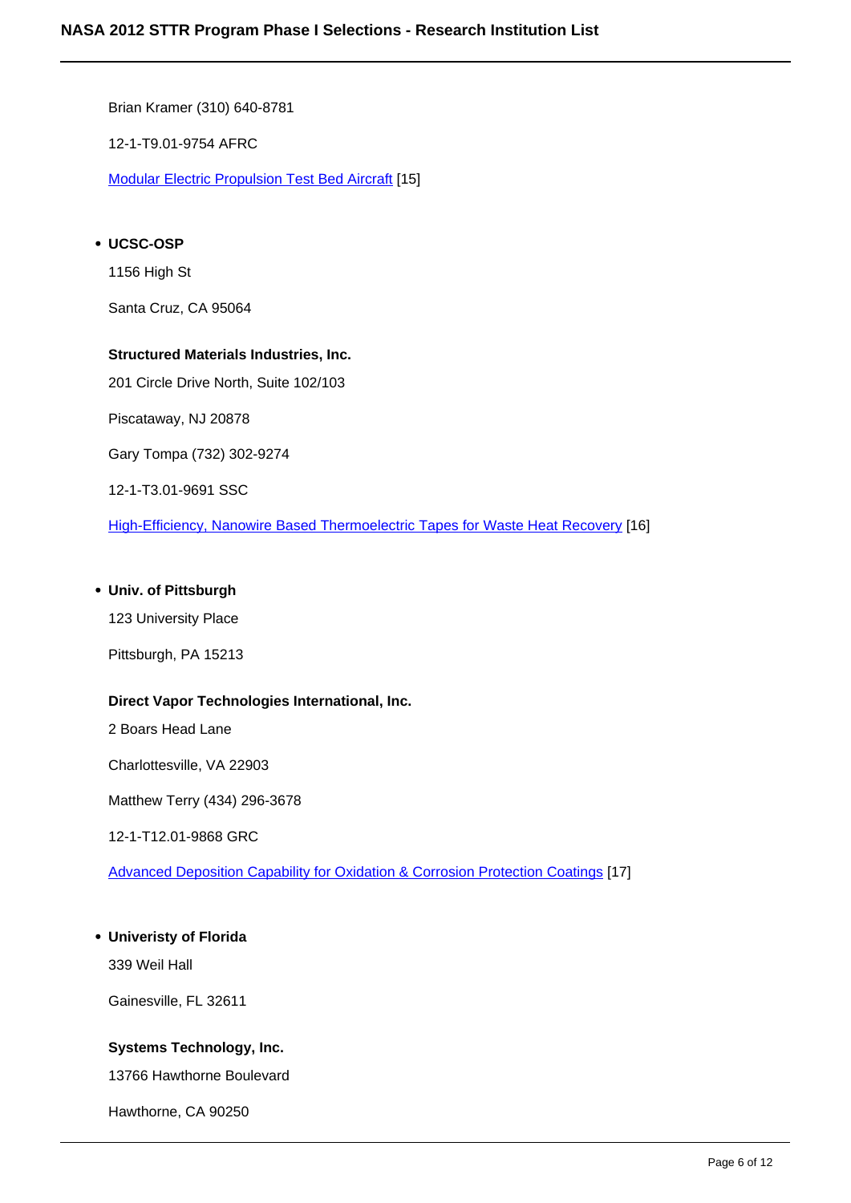Brian Kramer (310) 640-8781

12-1-T9.01-9754 AFRC

[Modular Electric Propulsion Test Bed Aircraft] [15]

- **UCSC-OSP**

  1156 High St

  Santa Cruz, CA 95064

  **Structured Materials Industries, Inc.**

  201 Circle Drive North, Suite 102/103

  Piscataway, NJ 20878

  Gary Tompa (732) 302-9274

  12-1-T3.01-9691 SSC

  [High-Efficiency, Nanowire Based Thermoelectric Tapes for Waste Heat Recovery] [16]

- **Univ. of Pittsburgh**

  123 University Place

  Pittsburgh, PA 15213

  **Direct Vapor Technologies International, Inc.**

  2 Boars Head Lane

  Charlottesville, VA 22903

  Matthew Terry (434) 296-3678

  12-1-T12.01-9868 GRC

  [Advanced Deposition Capability for Oxidation & Corrosion Protection Coatings] [17]

- **Univeristy of Florida**

  339 Weil Hall

  Gainesville, FL 32611

  **Systems Technology, Inc.**

  13766 Hawthorne Boulevard

  Hawthorne, CA 90250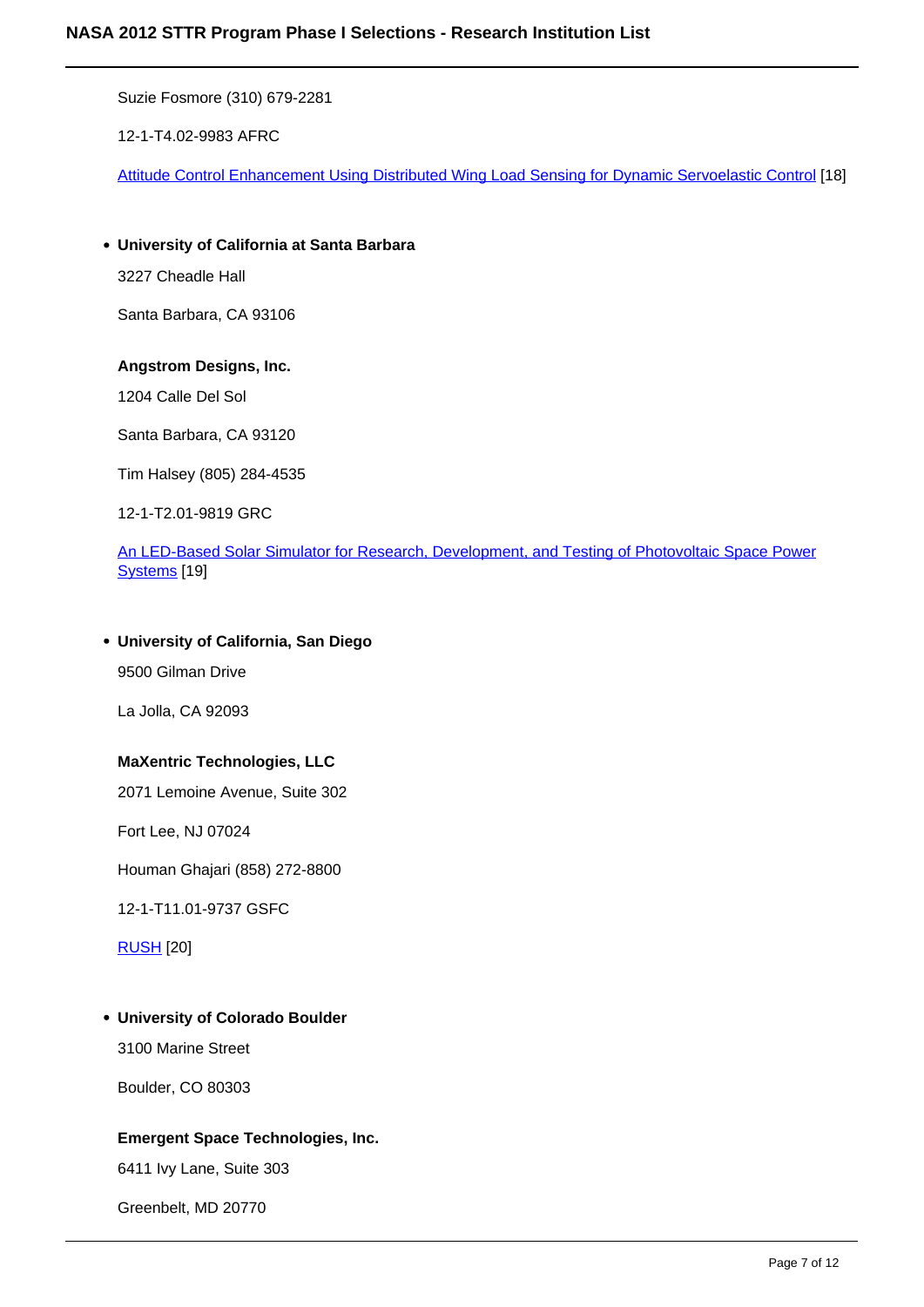Suzie Fosmore (310) 679-2281

12-1-T4.02-9983 AFRC

Attitude Control Enhancement Using Distributed Wing Load Sensing for Dynamic Servoelastic Control [18]

- **University of California at Santa Barbara**

  3227 Cheadle Hall

  Santa Barbara, CA 93106

  **Angstrom Designs, Inc.**

  1204 Calle Del Sol

  Santa Barbara, CA 93120

  Tim Halsey (805) 284-4535

  12-1-T2.01-9819 GRC

  An LED-Based Solar Simulator for Research, Development, and Testing of Photovoltaic Space Power Systems [19]

- **University of California, San Diego**

  9500 Gilman Drive

  La Jolla, CA 92093

  **MaXentric Technologies, LLC**

  2071 Lemoine Avenue, Suite 302

  Fort Lee, NJ 07024

  Houman Ghajari (858) 272-8800

  12-1-T11.01-9737 GSFC

  RUSH [20]

- **University of Colorado Boulder**

  3100 Marine Street

  Boulder, CO 80303

  **Emergent Space Technologies, Inc.**

  6411 Ivy Lane, Suite 303

  Greenbelt, MD 20770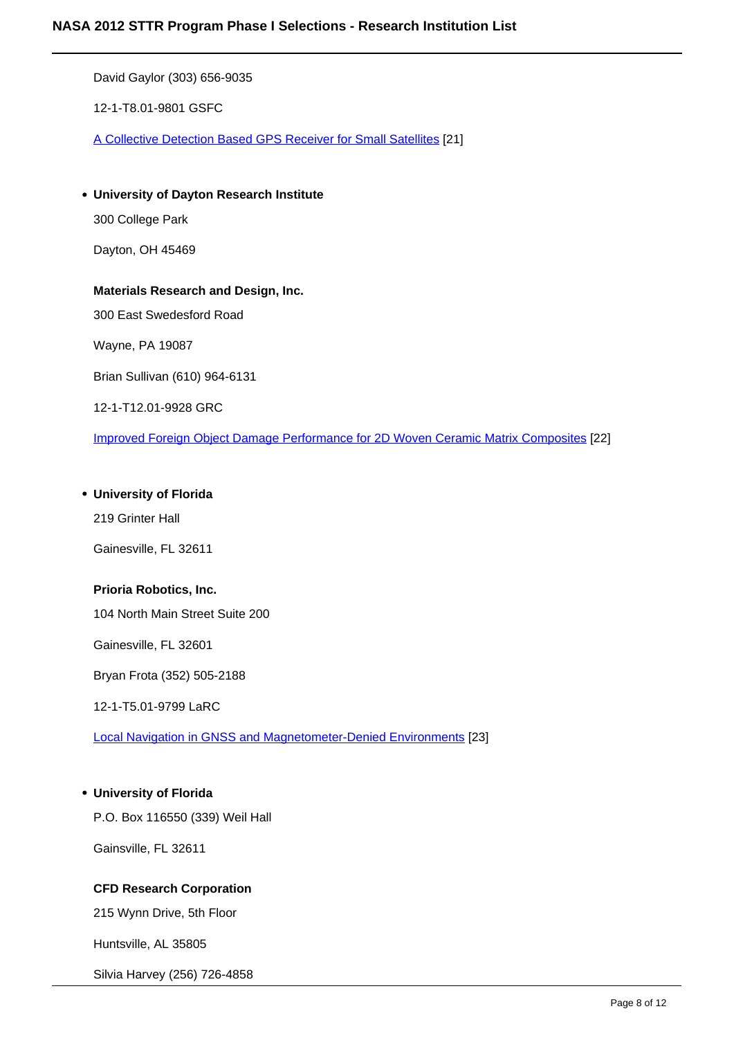David Gaylor (303) 656-9035

12-1-T8.01-9801 GSFC

A Collective Detection Based GPS Receiver for Small Satellites [21]

- **University of Dayton Research Institute**

  300 College Park

  Dayton, OH 45469

  **Materials Research and Design, Inc.**

  300 East Swedesford Road

  Wayne, PA 19087

  Brian Sullivan (610) 964-6131

  12-1-T12.01-9928 GRC

  Improved Foreign Object Damage Performance for 2D Woven Ceramic Matrix Composites [22]

- **University of Florida**

  219 Grinter Hall

  Gainesville, FL 32611

  **Prioria Robotics, Inc.**

  104 North Main Street Suite 200

  Gainesville, FL 32601

  Bryan Frota (352) 505-2188

  12-1-T5.01-9799 LaRC

  Local Navigation in GNSS and Magnetometer-Denied Environments [23]

- **University of Florida**

  P.O. Box 116550 (339) Weil Hall

  Gainsville, FL 32611

  **CFD Research Corporation**

  215 Wynn Drive, 5th Floor

  Huntsville, AL 35805

  Silvia Harvey (256) 726-4858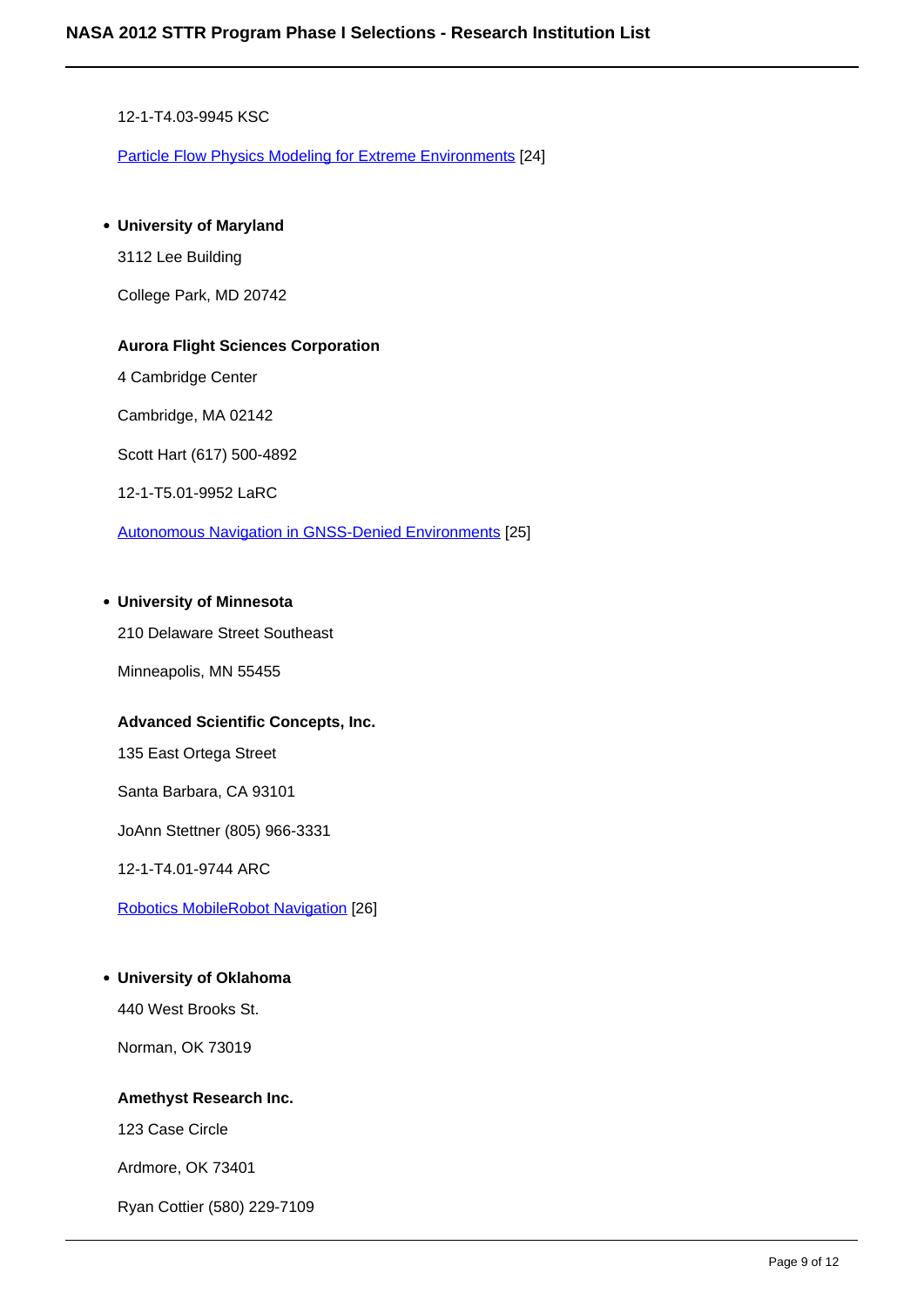12-1-T4.03-9945 KSC

Particle Flow Physics Modeling for Extreme Environments [24]

- **University of Maryland**

  3112 Lee Building

  College Park, MD 20742

  **Aurora Flight Sciences Corporation**

  4 Cambridge Center

  Cambridge, MA 02142

  Scott Hart (617) 500-4892

  12-1-T5.01-9952 LaRC

  Autonomous Navigation in GNSS-Denied Environments [25]

- **University of Minnesota**

  210 Delaware Street Southeast

  Minneapolis, MN 55455

  **Advanced Scientific Concepts, Inc.**

  135 East Ortega Street

  Santa Barbara, CA 93101

  JoAnn Stettner (805) 966-3331

  12-1-T4.01-9744 ARC

  Robotics MobileRobot Navigation [26]

- **University of Oklahoma**

  440 West Brooks St.

  Norman, OK 73019

  **Amethyst Research Inc.**

  123 Case Circle

  Ardmore, OK 73401

  Ryan Cottier (580) 229-7109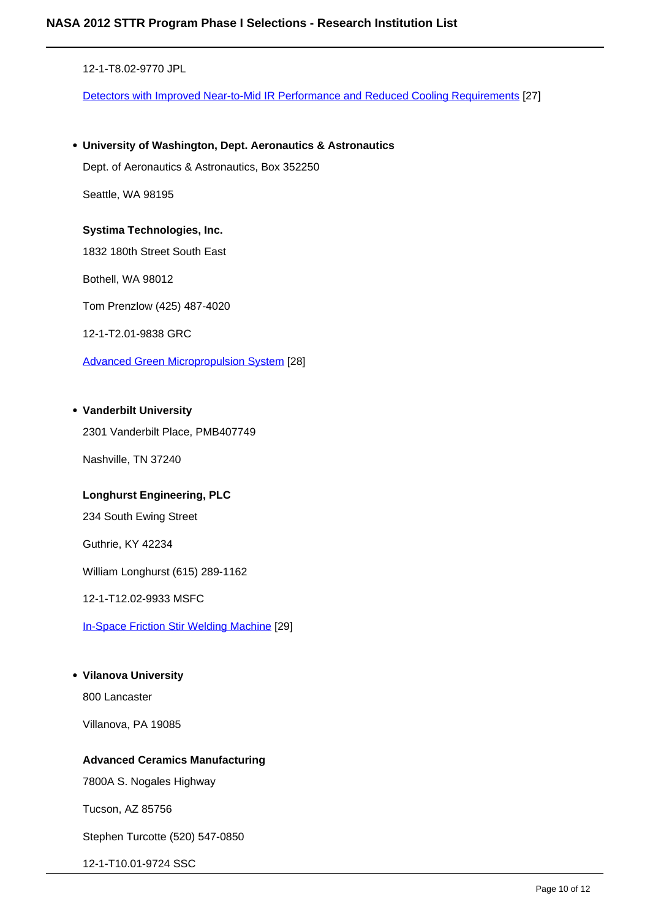12-1-T8.02-9770 JPL

Detectors with Improved Near-to-Mid IR Performance and Reduced Cooling Requirements [27]

- **University of Washington, Dept. Aeronautics & Astronautics**

  Dept. of Aeronautics & Astronautics, Box 352250

  Seattle, WA 98195

  **Systima Technologies, Inc.**

  1832 180th Street South East

  Bothell, WA 98012

  Tom Prenzlow (425) 487-4020

  12-1-T2.01-9838 GRC

  Advanced Green Micropropulsion System [28]

- **Vanderbilt University**

  2301 Vanderbilt Place, PMB407749

  Nashville, TN 37240

  **Longhurst Engineering, PLC**

  234 South Ewing Street

  Guthrie, KY 42234

  William Longhurst (615) 289-1162

  12-1-T12.02-9933 MSFC

  In-Space Friction Stir Welding Machine [29]

- **Vilanova University**

  800 Lancaster

  Villanova, PA 19085

  **Advanced Ceramics Manufacturing**

  7800A S. Nogales Highway

  Tucson, AZ 85756

  Stephen Turcotte (520) 547-0850

  12-1-T10.01-9724 SSC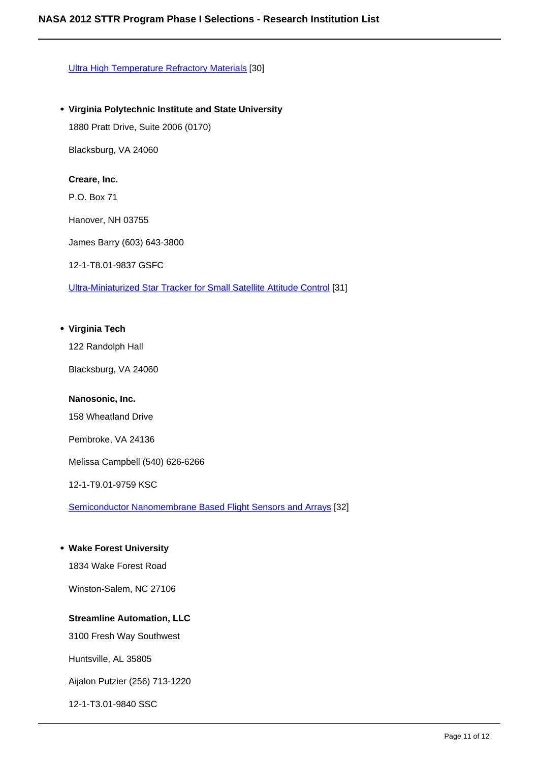Ultra High Temperature Refractory Materials [30]

- **Virginia Polytechnic Institute and State University**

  1880 Pratt Drive, Suite 2006 (0170)

  Blacksburg, VA 24060

  **Creare, Inc.**

  P.O. Box 71

  Hanover, NH 03755

  James Barry (603) 643-3800

  12-1-T8.01-9837 GSFC

  Ultra-Miniaturized Star Tracker for Small Satellite Attitude Control [31]

- **Virginia Tech**

  122 Randolph Hall

  Blacksburg, VA 24060

  **Nanosonic, Inc.**

  158 Wheatland Drive

  Pembroke, VA 24136

  Melissa Campbell (540) 626-6266

  12-1-T9.01-9759 KSC

  Semiconductor Nanomembrane Based Flight Sensors and Arrays [32]

- **Wake Forest University**

  1834 Wake Forest Road

  Winston-Salem, NC 27106

  **Streamline Automation, LLC**

  3100 Fresh Way Southwest

  Huntsville, AL 35805

  Aijalon Putzier (256) 713-1220

  12-1-T3.01-9840 SSC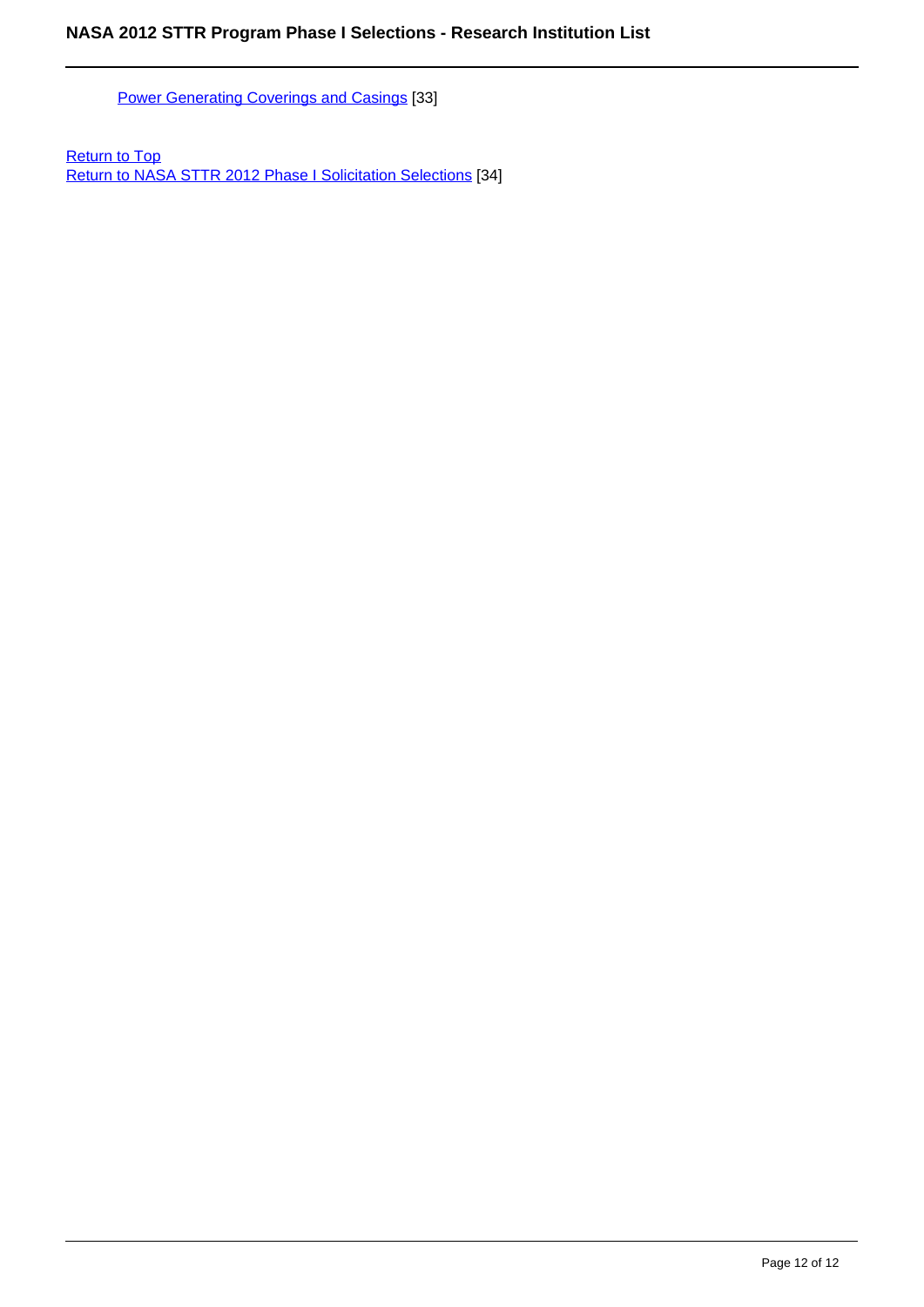Power Generating Coverings and Casings [33]

Return to Top
Return to NASA STTR 2012 Phase I Solicitation Selections [34]